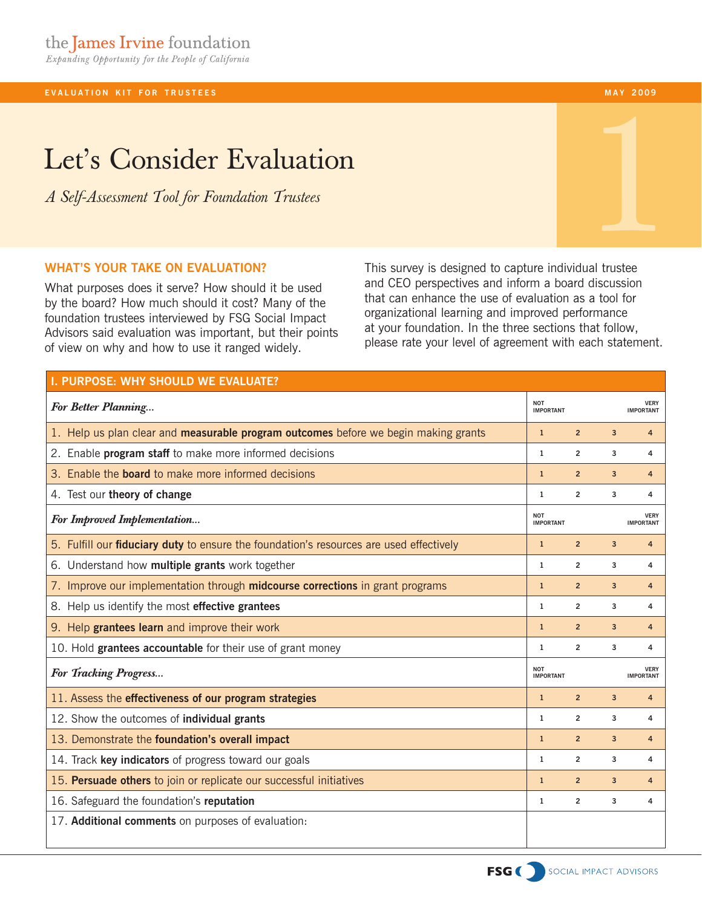the James Irvine foundation

*Expanding Opportunity for the People of California*

EVALUATION KIT FOR TRUSTEES — MAY 2009

# Let's Consider Evaluation

*A Self-Assessment Tool for Foundation Trustees*

## WHAT'S YOUR TAKE ON EVALUATION?

What purposes does it serve? How should it be used by the board? How much should it cost? Many of the foundation trustees interviewed by FSG Social Impact Advisors said evaluation was important, but their points of view on why and how to use it ranged widely.

This survey is designed to capture individual trustee and CEO perspectives and inform a board discussion that can enhance the use of evaluation as a tool for organizational learning and improved performance at your foundation. In the three sections that follow, please rate your level of agreement with each statement.

| I. PURPOSE: WHY SHOULD WE EVALUATE? | | | | |
|---|---|---|---|---|
| ***For Better Planning...*** | NOT IMPORTANT | | | VERY IMPORTANT |
| 1. Help us plan clear and **measurable program outcomes** before we begin making grants | 1 | 2 | 3 | 4 |
| 2. Enable **program staff** to make more informed decisions | 1 | 2 | 3 | 4 |
| 3. Enable the **board** to make more informed decisions | 1 | 2 | 3 | 4 |
| 4. Test our **theory of change** | 1 | 2 | 3 | 4 |
| ***For Improved Implementation...*** | NOT IMPORTANT | | | VERY IMPORTANT |
| 5. Fulfill our **fiduciary duty** to ensure the foundation's resources are used effectively | 1 | 2 | 3 | 4 |
| 6. Understand how **multiple grants** work together | 1 | 2 | 3 | 4 |
| 7. Improve our implementation through **midcourse corrections** in grant programs | 1 | 2 | 3 | 4 |
| 8. Help us identify the most **effective grantees** | 1 | 2 | 3 | 4 |
| 9. Help **grantees learn** and improve their work | 1 | 2 | 3 | 4 |
| 10. Hold **grantees accountable** for their use of grant money | 1 | 2 | 3 | 4 |
| ***For Tracking Progress...*** | NOT IMPORTANT | | | VERY IMPORTANT |
| 11. Assess the **effectiveness of our program strategies** | 1 | 2 | 3 | 4 |
| 12. Show the outcomes of **individual grants** | 1 | 2 | 3 | 4 |
| 13. Demonstrate the **foundation's overall impact** | 1 | 2 | 3 | 4 |
| 14. Track **key indicators** of progress toward our goals | 1 | 2 | 3 | 4 |
| 15. **Persuade others** to join or replicate our successful initiatives | 1 | 2 | 3 | 4 |
| 16. Safeguard the foundation's **reputation** | 1 | 2 | 3 | 4 |
| 17. **Additional comments** on purposes of evaluation: | | | | |

FSG SOCIAL IMPACT ADVISORS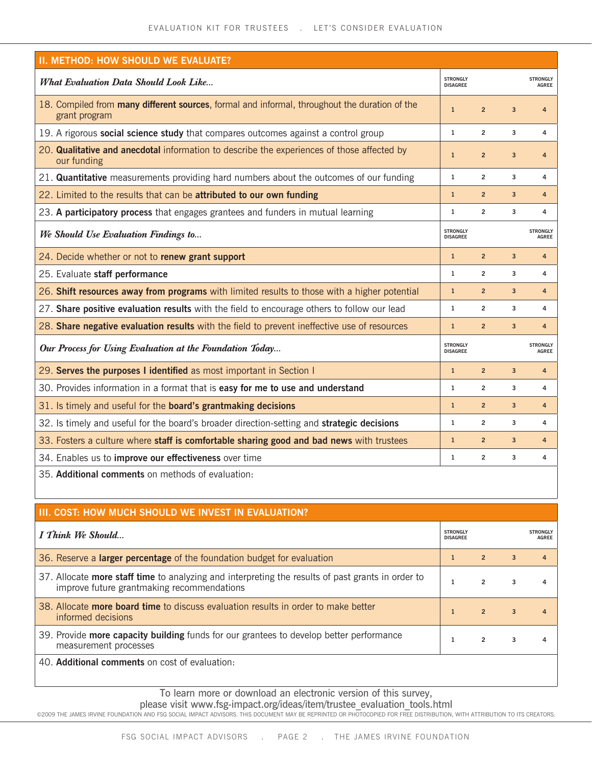## II. METHOD: HOW SHOULD WE EVALUATE?

| *What Evaluation Data Should Look Like...* | STRONGLY DISAGREE | | | STRONGLY AGREE |
|---|---|---|---|---|
| 18. Compiled from **many different sources**, formal and informal, throughout the duration of the grant program | 1 | 2 | 3 | 4 |
| 19. A rigorous **social science study** that compares outcomes against a control group | 1 | 2 | 3 | 4 |
| 20. **Qualitative and anecdotal** information to describe the experiences of those affected by our funding | 1 | 2 | 3 | 4 |
| 21. **Quantitative** measurements providing hard numbers about the outcomes of our funding | 1 | 2 | 3 | 4 |
| 22. Limited to the results that can be **attributed to our own funding** | 1 | 2 | 3 | 4 |
| 23. **A participatory process** that engages grantees and funders in mutual learning | 1 | 2 | 3 | 4 |
| ***We Should Use Evaluation Findings to...*** | **STRONGLY DISAGREE** | | | **STRONGLY AGREE** |
| 24. Decide whether or not to **renew grant support** | 1 | 2 | 3 | 4 |
| 25. Evaluate **staff performance** | 1 | 2 | 3 | 4 |
| 26. **Shift resources away from programs** with limited results to those with a higher potential | 1 | 2 | 3 | 4 |
| 27. **Share positive evaluation results** with the field to encourage others to follow our lead | 1 | 2 | 3 | 4 |
| 28. **Share negative evaluation results** with the field to prevent ineffective use of resources | 1 | 2 | 3 | 4 |
| ***Our Process for Using Evaluation at the Foundation Today...*** | **STRONGLY DISAGREE** | | | **STRONGLY AGREE** |
| 29. **Serves the purposes I identified** as most important in Section I | 1 | 2 | 3 | 4 |
| 30. Provides information in a format that is **easy for me to use and understand** | 1 | 2 | 3 | 4 |
| 31. Is timely and useful for the **board's grantmaking decisions** | 1 | 2 | 3 | 4 |
| 32. Is timely and useful for the board's broader direction-setting and **strategic decisions** | 1 | 2 | 3 | 4 |
| 33. Fosters a culture where **staff is comfortable sharing good and bad news** with trustees | 1 | 2 | 3 | 4 |
| 34. Enables us to **improve our effectiveness** over time | 1 | 2 | 3 | 4 |

35. **Additional comments** on methods of evaluation:

## III. COST: HOW MUCH SHOULD WE INVEST IN EVALUATION?

| *I Think We Should...* | STRONGLY DISAGREE | | | STRONGLY AGREE |
|---|---|---|---|---|
| 36. Reserve a **larger percentage** of the foundation budget for evaluation | 1 | 2 | 3 | 4 |
| 37. Allocate **more staff time** to analyzing and interpreting the results of past grants in order to improve future grantmaking recommendations | 1 | 2 | 3 | 4 |
| 38. Allocate **more board time** to discuss evaluation results in order to make better informed decisions | 1 | 2 | 3 | 4 |
| 39. Provide **more capacity building** funds for our grantees to develop better performance measurement processes | 1 | 2 | 3 | 4 |

40. **Additional comments** on cost of evaluation:

To learn more or download an electronic version of this survey, please visit www.fsg-impact.org/ideas/item/trustee_evaluation_tools.html

©2009 THE JAMES IRVINE FOUNDATION AND FSG SOCIAL IMPACT ADVISORS. THIS DOCUMENT MAY BE REPRINTED OR PHOTOCOPIED FOR FREE DISTRIBUTION, WITH ATTRIBUTION TO ITS CREATORS.